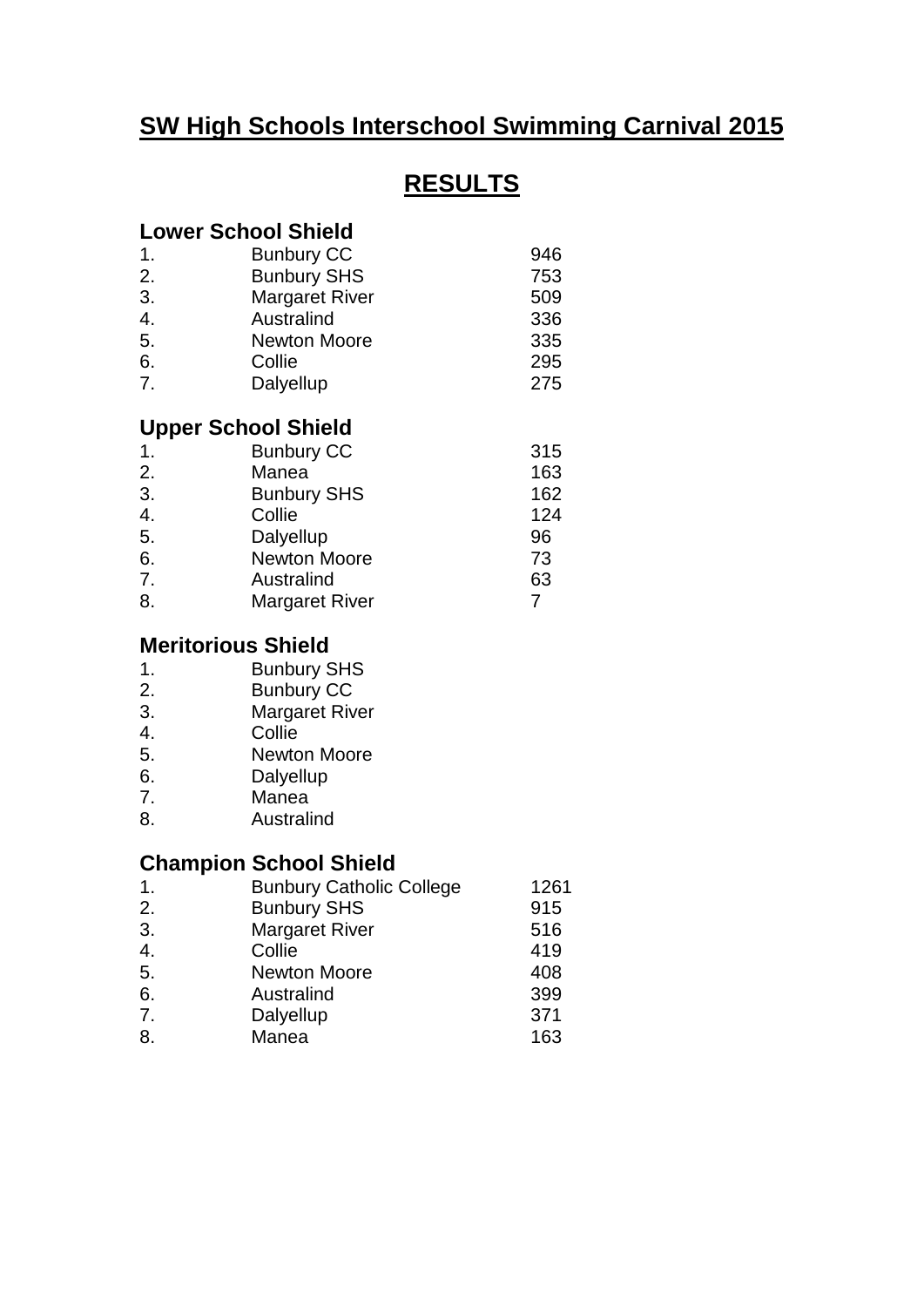# SW High Schools Interschool Swimming Carnival 2015

## RESULTS

### Lower School Shield

| | | |
|---|---|---|
| 1. | Bunbury CC | 946 |
| 2. | Bunbury SHS | 753 |
| 3. | Margaret River | 509 |
| 4. | Australind | 336 |
| 5. | Newton Moore | 335 |
| 6. | Collie | 295 |
| 7. | Dalyellup | 275 |

### Upper School Shield

| | | |
|---|---|---|
| 1. | Bunbury CC | 315 |
| 2. | Manea | 163 |
| 3. | Bunbury SHS | 162 |
| 4. | Collie | 124 |
| 5. | Dalyellup | 96 |
| 6. | Newton Moore | 73 |
| 7. | Australind | 63 |
| 8. | Margaret River | 7 |

### Meritorious Shield

| | |
|---|---|
| 1. | Bunbury SHS |
| 2. | Bunbury CC |
| 3. | Margaret River |
| 4. | Collie |
| 5. | Newton Moore |
| 6. | Dalyellup |
| 7. | Manea |
| 8. | Australind |

### Champion School Shield

| | | |
|---|---|---|
| 1. | Bunbury Catholic College | 1261 |
| 2. | Bunbury SHS | 915 |
| 3. | Margaret River | 516 |
| 4. | Collie | 419 |
| 5. | Newton Moore | 408 |
| 6. | Australind | 399 |
| 7. | Dalyellup | 371 |
| 8. | Manea | 163 |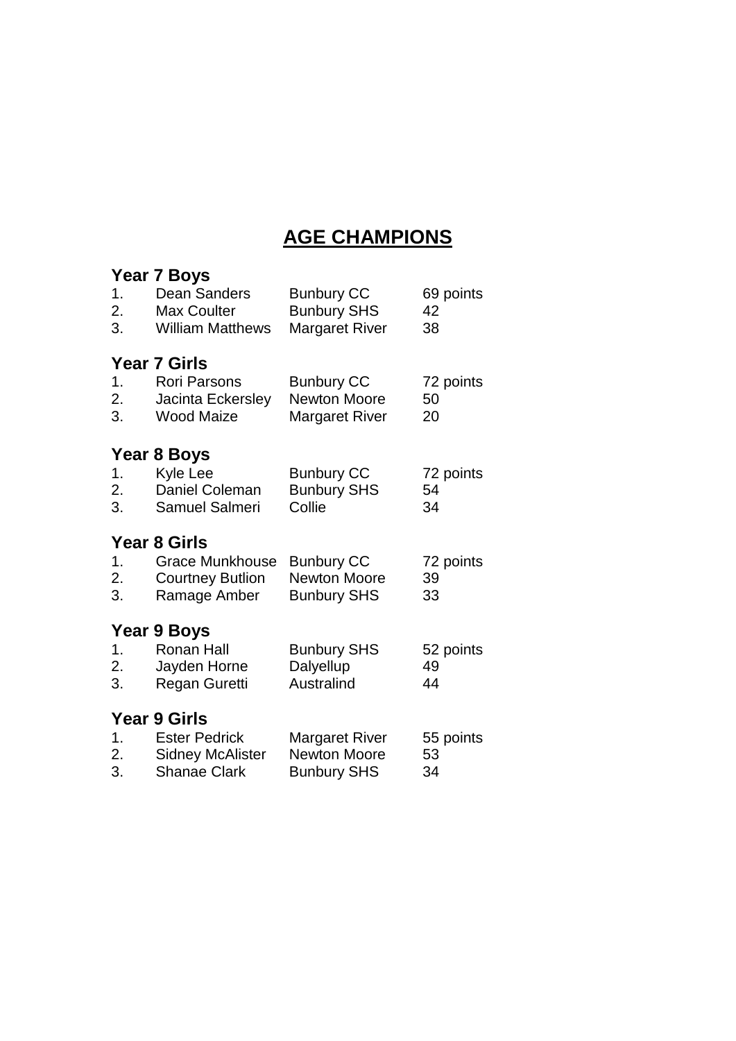# AGE CHAMPIONS

### Year 7 Boys

| | | | |
|---|---|---|---|
| 1. | Dean Sanders | Bunbury CC | 69 points |
| 2. | Max Coulter | Bunbury SHS | 42 |
| 3. | William Matthews | Margaret River | 38 |

### Year 7 Girls

| | | | |
|---|---|---|---|
| 1. | Rori Parsons | Bunbury CC | 72 points |
| 2. | Jacinta Eckersley | Newton Moore | 50 |
| 3. | Wood Maize | Margaret River | 20 |

### Year 8 Boys

| | | | |
|---|---|---|---|
| 1. | Kyle Lee | Bunbury CC | 72 points |
| 2. | Daniel Coleman | Bunbury SHS | 54 |
| 3. | Samuel Salmeri | Collie | 34 |

### Year 8 Girls

| | | | |
|---|---|---|---|
| 1. | Grace Munkhouse | Bunbury CC | 72 points |
| 2. | Courtney Butlion | Newton Moore | 39 |
| 3. | Ramage Amber | Bunbury SHS | 33 |

### Year 9 Boys

| | | | |
|---|---|---|---|
| 1. | Ronan Hall | Bunbury SHS | 52 points |
| 2. | Jayden Horne | Dalyellup | 49 |
| 3. | Regan Guretti | Australind | 44 |

### Year 9 Girls

| | | | |
|---|---|---|---|
| 1. | Ester Pedrick | Margaret River | 55 points |
| 2. | Sidney McAlister | Newton Moore | 53 |
| 3. | Shanae Clark | Bunbury SHS | 34 |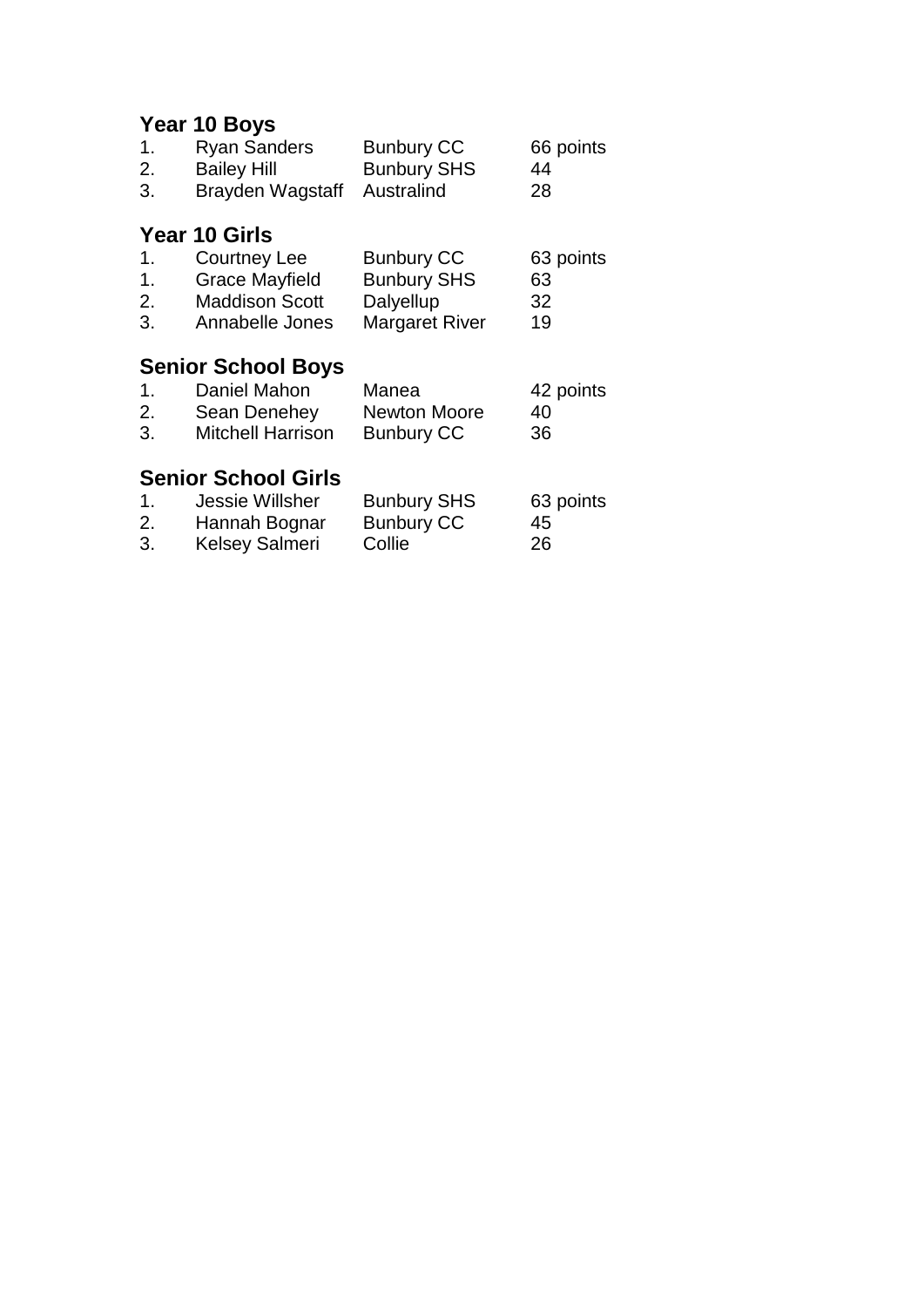## Year 10 Boys

| | | | |
|---|---|---|---|
| 1. | Ryan Sanders | Bunbury CC | 66 points |
| 2. | Bailey Hill | Bunbury SHS | 44 |
| 3. | Brayden Wagstaff | Australind | 28 |

## Year 10 Girls

| | | | |
|---|---|---|---|
| 1. | Courtney Lee | Bunbury CC | 63 points |
| 1. | Grace Mayfield | Bunbury SHS | 63 |
| 2. | Maddison Scott | Dalyellup | 32 |
| 3. | Annabelle Jones | Margaret River | 19 |

## Senior School Boys

| | | | |
|---|---|---|---|
| 1. | Daniel Mahon | Manea | 42 points |
| 2. | Sean Denehey | Newton Moore | 40 |
| 3. | Mitchell Harrison | Bunbury CC | 36 |

## Senior School Girls

| | | | |
|---|---|---|---|
| 1. | Jessie Willsher | Bunbury SHS | 63 points |
| 2. | Hannah Bognar | Bunbury CC | 45 |
| 3. | Kelsey Salmeri | Collie | 26 |